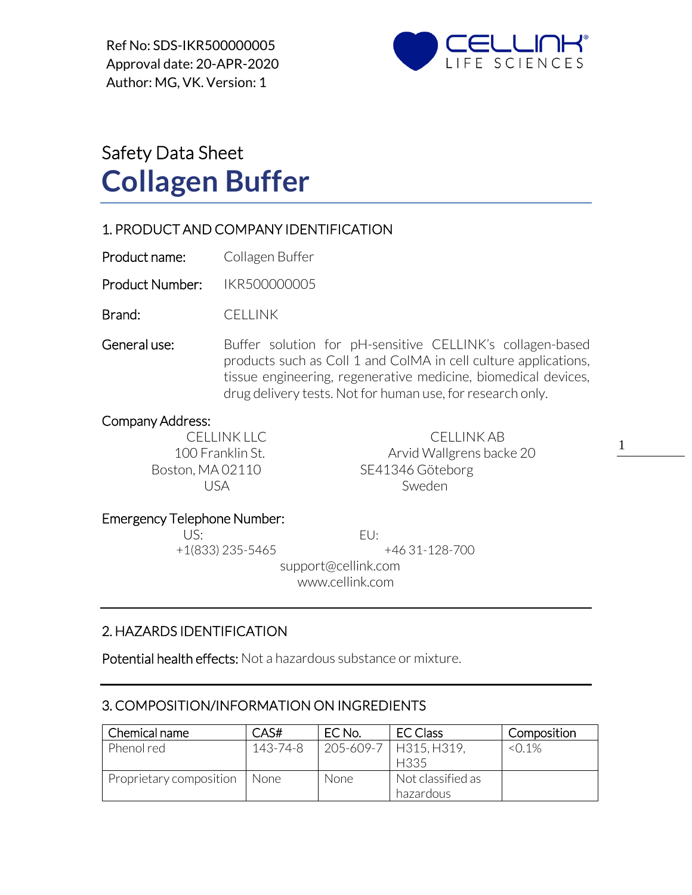Ref No: SDS-IKR500000005
Approval date: 20-APR-2020
Author: MG, VK. Version: 1

# Safety Data Sheet
# Collagen Buffer

## 1. PRODUCT AND COMPANY IDENTIFICATION

**Product name:** Collagen Buffer

**Product Number:** IKR500000005

**Brand:** CELLINK

**General use:** Buffer solution for pH-sensitive CELLINK's collagen-based products such as Coll 1 and ColMA in cell culture applications, tissue engineering, regenerative medicine, biomedical devices, drug delivery tests. Not for human use, for research only.

**Company Address:**

CELLINK LLC
100 Franklin St.
Boston, MA 02110
USA

CELLINK AB
Arvid Wallgrens backe 20
SE41346 Göteborg
Sweden

**Emergency Telephone Number:**

US:
+1(833) 235-5465

EU:
+46 31-128-700

support@cellink.com
www.cellink.com

## 2. HAZARDS IDENTIFICATION

**Potential health effects:** Not a hazardous substance or mixture.

## 3. COMPOSITION/INFORMATION ON INGREDIENTS

| Chemical name | CAS# | EC No. | EC Class | Composition |
|---|---|---|---|---|
| Phenol red | 143-74-8 | 205-609-7 | H315, H319, H335 | <0.1% |
| Proprietary composition | None | None | Not classified as hazardous | |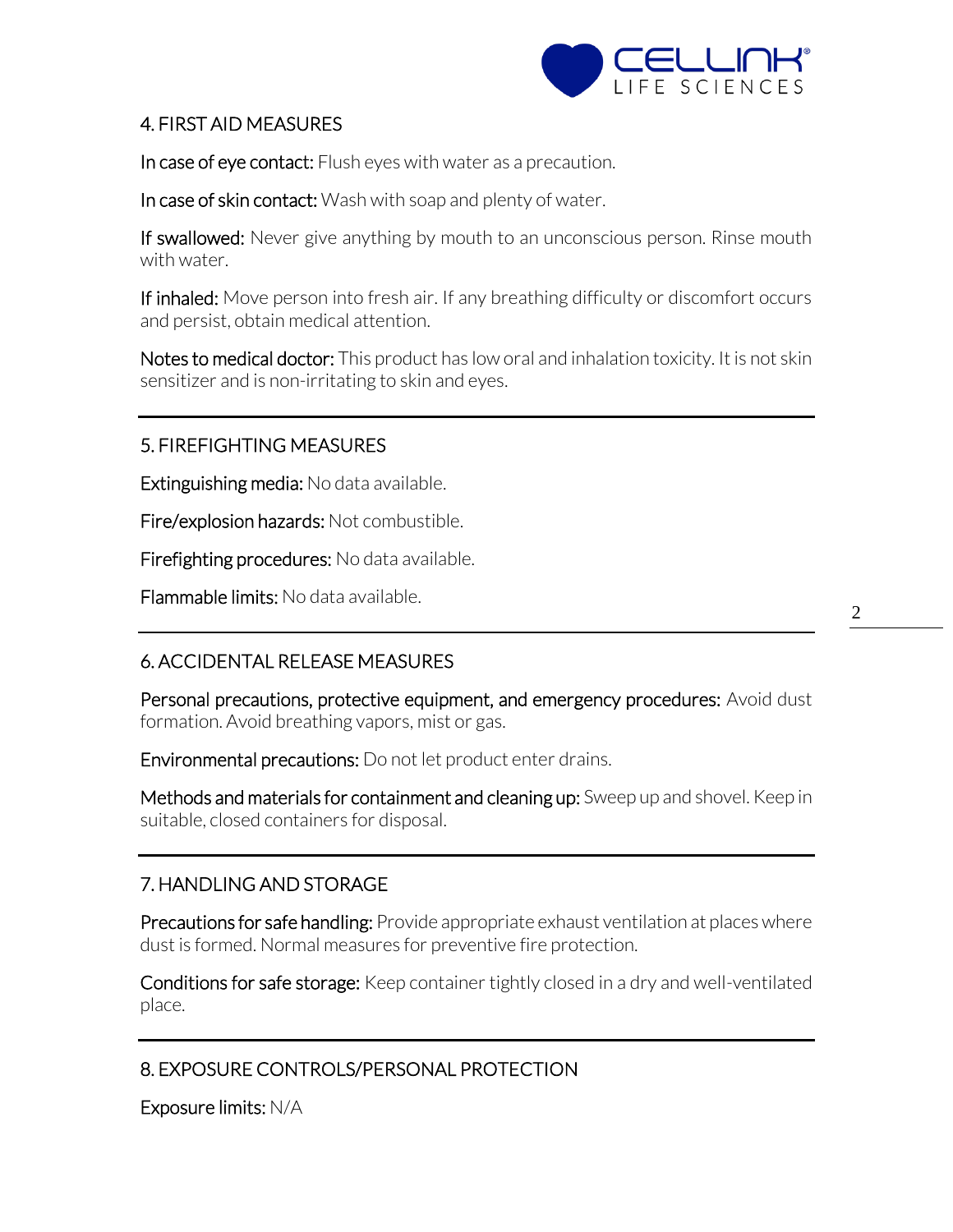## 4. FIRST AID MEASURES

**In case of eye contact:** Flush eyes with water as a precaution.

**In case of skin contact:** Wash with soap and plenty of water.

**If swallowed:** Never give anything by mouth to an unconscious person. Rinse mouth with water.

**If inhaled:** Move person into fresh air. If any breathing difficulty or discomfort occurs and persist, obtain medical attention.

**Notes to medical doctor:** This product has low oral and inhalation toxicity. It is not skin sensitizer and is non-irritating to skin and eyes.

## 5. FIREFIGHTING MEASURES

**Extinguishing media:** No data available.

**Fire/explosion hazards:** Not combustible.

**Firefighting procedures:** No data available.

**Flammable limits:** No data available.

## 6. ACCIDENTAL RELEASE MEASURES

**Personal precautions, protective equipment, and emergency procedures:** Avoid dust formation. Avoid breathing vapors, mist or gas.

**Environmental precautions:** Do not let product enter drains.

**Methods and materials for containment and cleaning up:** Sweep up and shovel. Keep in suitable, closed containers for disposal.

## 7. HANDLING AND STORAGE

**Precautions for safe handling:** Provide appropriate exhaust ventilation at places where dust is formed. Normal measures for preventive fire protection.

**Conditions for safe storage:** Keep container tightly closed in a dry and well-ventilated place.

## 8. EXPOSURE CONTROLS/PERSONAL PROTECTION

**Exposure limits:** N/A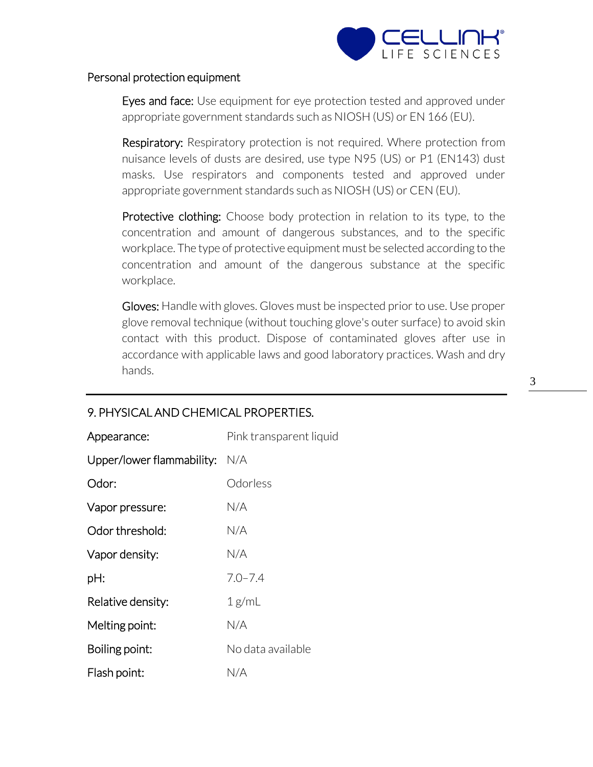Personal protection equipment

**Eyes and face:** Use equipment for eye protection tested and approved under appropriate government standards such as NIOSH (US) or EN 166 (EU).

**Respiratory:** Respiratory protection is not required. Where protection from nuisance levels of dusts are desired, use type N95 (US) or P1 (EN143) dust masks. Use respirators and components tested and approved under appropriate government standards such as NIOSH (US) or CEN (EU).

**Protective clothing:** Choose body protection in relation to its type, to the concentration and amount of dangerous substances, and to the specific workplace. The type of protective equipment must be selected according to the concentration and amount of the dangerous substance at the specific workplace.

**Gloves:** Handle with gloves. Gloves must be inspected prior to use. Use proper glove removal technique (without touching glove's outer surface) to avoid skin contact with this product. Dispose of contaminated gloves after use in accordance with applicable laws and good laboratory practices. Wash and dry hands.

## 9. PHYSICAL AND CHEMICAL PROPERTIES.

| | |
|---|---|
| Appearance: | Pink transparent liquid |
| Upper/lower flammability: | N/A |
| Odor: | Odorless |
| Vapor pressure: | N/A |
| Odor threshold: | N/A |
| Vapor density: | N/A |
| pH: | 7.0–7.4 |
| Relative density: | 1 g/mL |
| Melting point: | N/A |
| Boiling point: | No data available |
| Flash point: | N/A |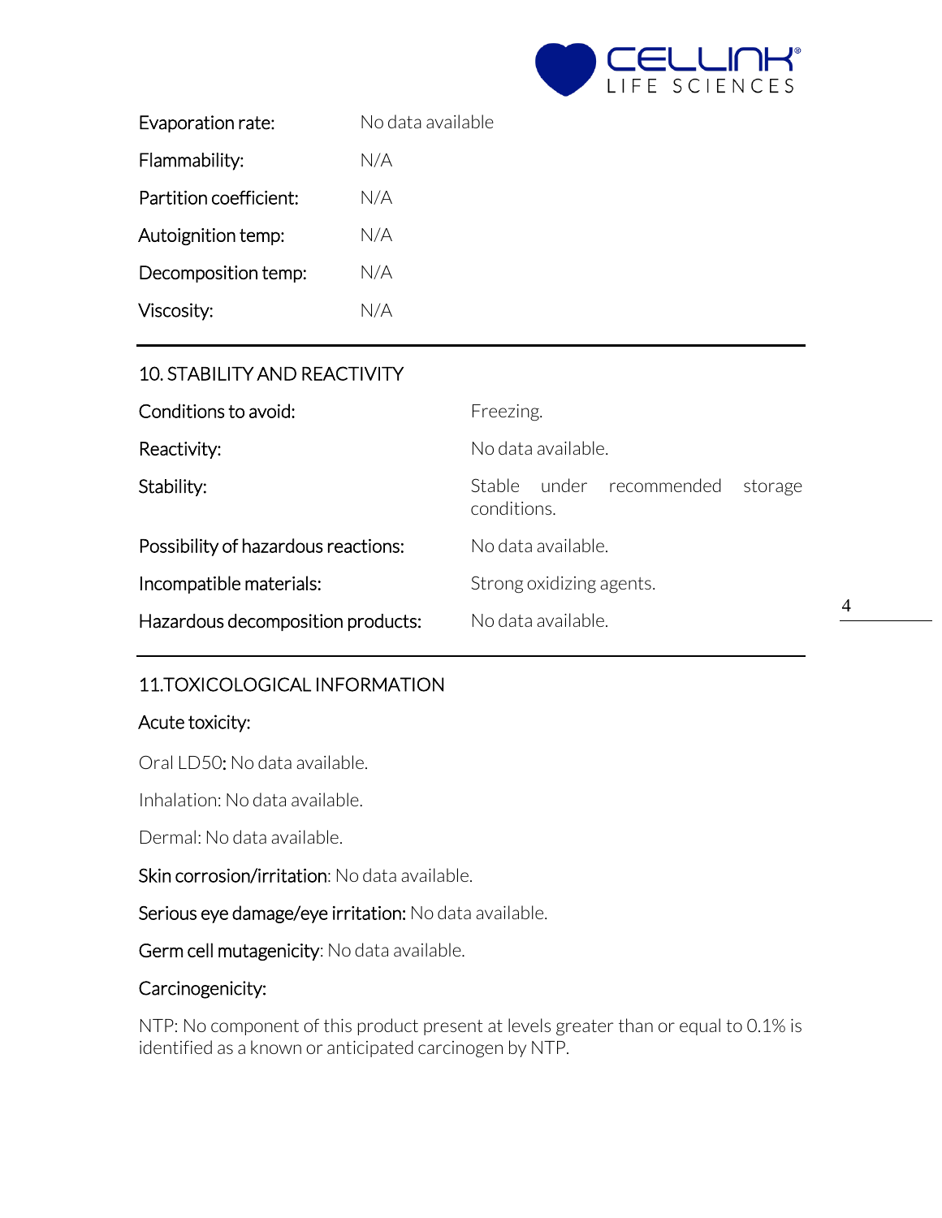| | |
|---|---|
| Evaporation rate: | No data available |
| Flammability: | N/A |
| Partition coefficient: | N/A |
| Autoignition temp: | N/A |
| Decomposition temp: | N/A |
| Viscosity: | N/A |

## 10. STABILITY AND REACTIVITY

| | |
|---|---|
| Conditions to avoid: | Freezing. |
| Reactivity: | No data available. |
| Stability: | Stable under recommended storage conditions. |
| Possibility of hazardous reactions: | No data available. |
| Incompatible materials: | Strong oxidizing agents. |
| Hazardous decomposition products: | No data available. |

## 11.TOXICOLOGICAL INFORMATION

Acute toxicity:

Oral LD50: No data available.

Inhalation: No data available.

Dermal: No data available.

Skin corrosion/irritation: No data available.

Serious eye damage/eye irritation: No data available.

Germ cell mutagenicity: No data available.

Carcinogenicity:

NTP: No component of this product present at levels greater than or equal to 0.1% is identified as a known or anticipated carcinogen by NTP.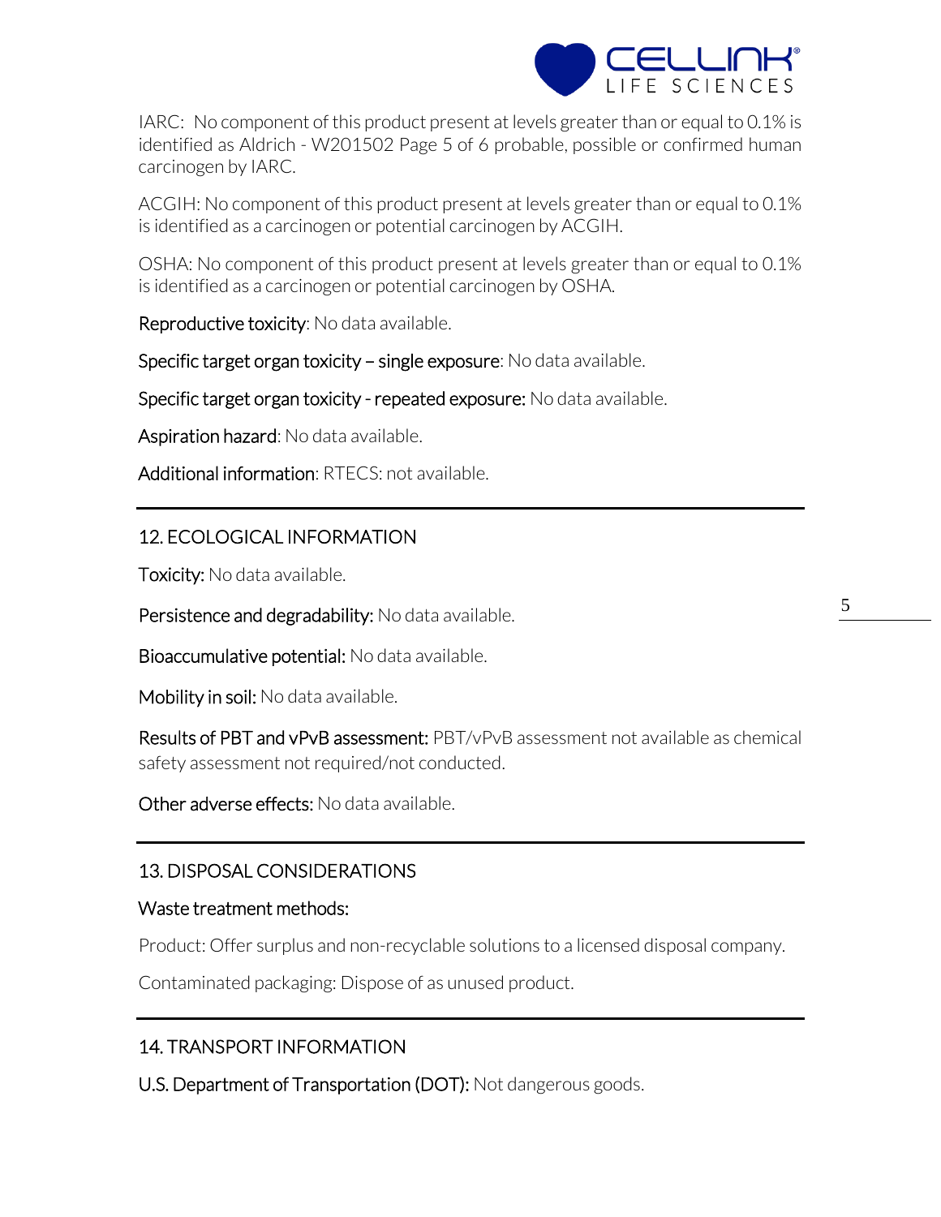IARC: No component of this product present at levels greater than or equal to 0.1% is identified as Aldrich - W201502 Page 5 of 6 probable, possible or confirmed human carcinogen by IARC.

ACGIH: No component of this product present at levels greater than or equal to 0.1% is identified as a carcinogen or potential carcinogen by ACGIH.

OSHA: No component of this product present at levels greater than or equal to 0.1% is identified as a carcinogen or potential carcinogen by OSHA.

Reproductive toxicity: No data available.

Specific target organ toxicity – single exposure: No data available.

Specific target organ toxicity - repeated exposure: No data available.

Aspiration hazard: No data available.

Additional information: RTECS: not available.

## 12. ECOLOGICAL INFORMATION

Toxicity: No data available.

Persistence and degradability: No data available.

Bioaccumulative potential: No data available.

Mobility in soil: No data available.

Results of PBT and vPvB assessment: PBT/vPvB assessment not available as chemical safety assessment not required/not conducted.

Other adverse effects: No data available.

## 13. DISPOSAL CONSIDERATIONS

Waste treatment methods:

Product: Offer surplus and non-recyclable solutions to a licensed disposal company.

Contaminated packaging: Dispose of as unused product.

## 14. TRANSPORT INFORMATION

U.S. Department of Transportation (DOT): Not dangerous goods.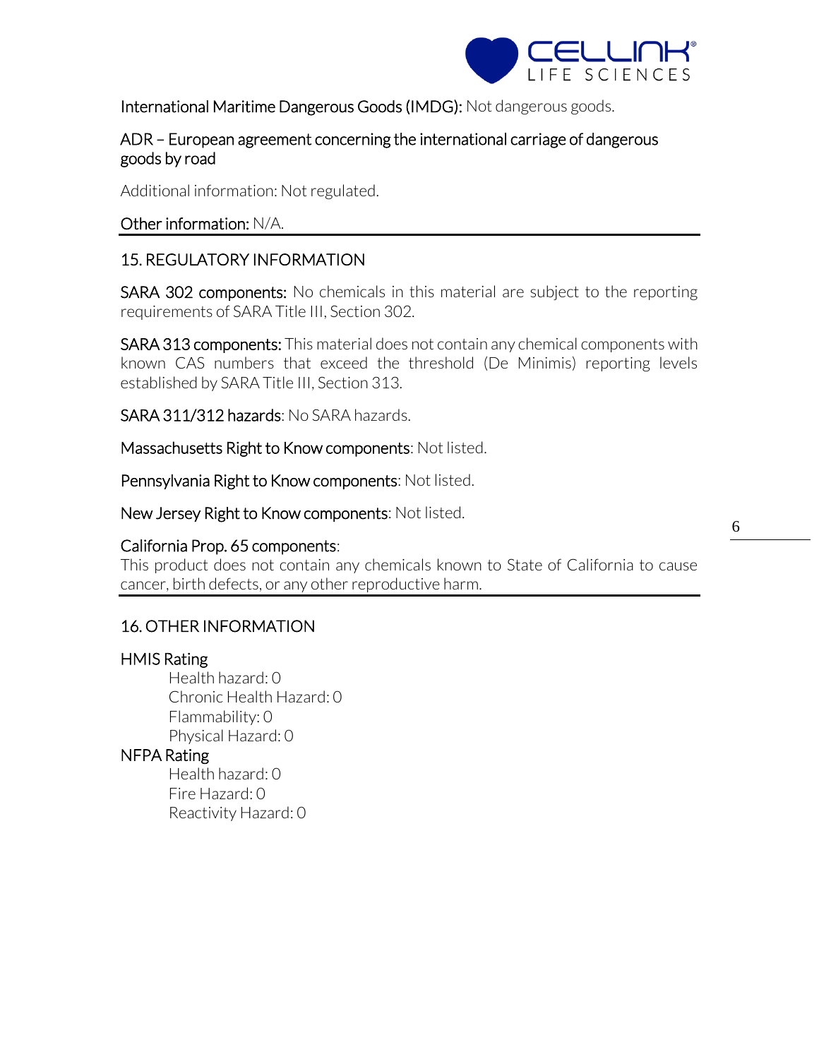**International Maritime Dangerous Goods (IMDG):** Not dangerous goods.

**ADR – European agreement concerning the international carriage of dangerous goods by road**

Additional information: Not regulated.

**Other information:** N/A.

## 15. REGULATORY INFORMATION

**SARA 302 components:** No chemicals in this material are subject to the reporting requirements of SARA Title III, Section 302.

**SARA 313 components:** This material does not contain any chemical components with known CAS numbers that exceed the threshold (De Minimis) reporting levels established by SARA Title III, Section 313.

**SARA 311/312 hazards**: No SARA hazards.

**Massachusetts Right to Know components**: Not listed.

**Pennsylvania Right to Know components**: Not listed.

**New Jersey Right to Know components**: Not listed.

**California Prop. 65 components**:
This product does not contain any chemicals known to State of California to cause cancer, birth defects, or any other reproductive harm.

## 16. OTHER INFORMATION

**HMIS Rating**

- Health hazard: 0
- Chronic Health Hazard: 0
- Flammability: 0
- Physical Hazard: 0

**NFPA Rating**

- Health hazard: 0
- Fire Hazard: 0
- Reactivity Hazard: 0